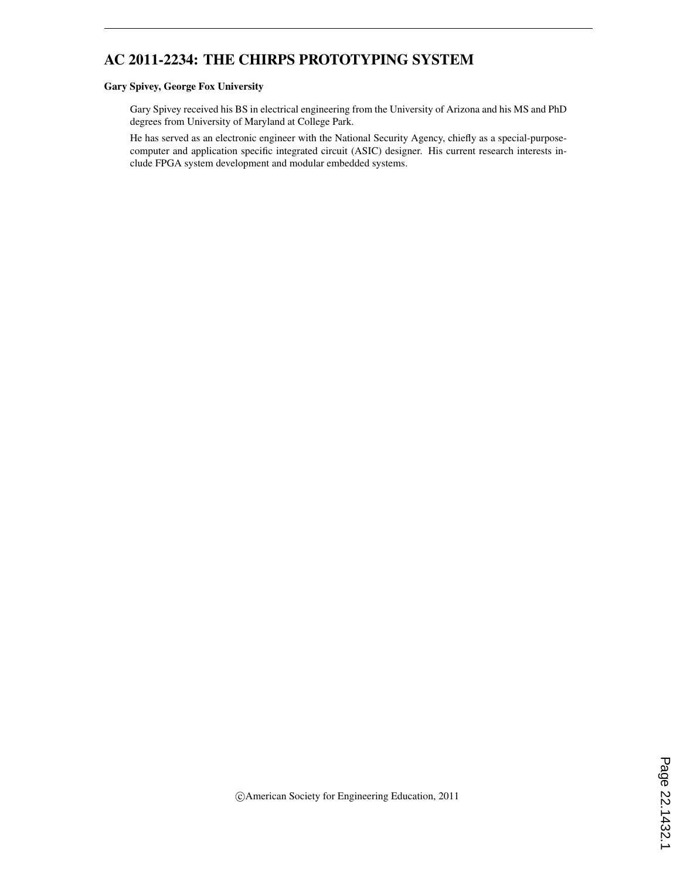# AC 2011-2234: THE CHIRPS PROTOTYPING SYSTEM

**Gary Spivey, George Fox University**

Gary Spivey received his BS in electrical engineering from the University of Arizona and his MS and PhD degrees from University of Maryland at College Park.

He has served as an electronic engineer with the National Security Agency, chiefly as a special-purpose-computer and application specific integrated circuit (ASIC) designer. His current research interests include FPGA system development and modular embedded systems.

©American Society for Engineering Education, 2011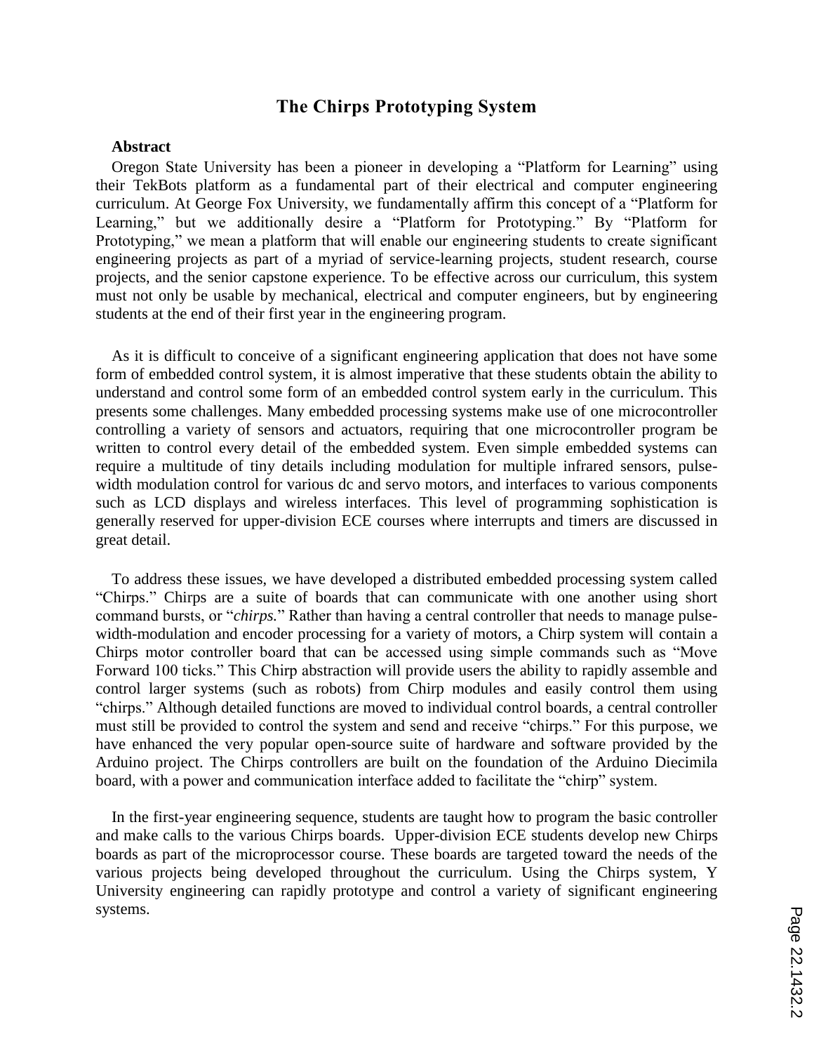# The Chirps Prototyping System

**Abstract**

Oregon State University has been a pioneer in developing a "Platform for Learning" using their TekBots platform as a fundamental part of their electrical and computer engineering curriculum. At George Fox University, we fundamentally affirm this concept of a "Platform for Learning," but we additionally desire a "Platform for Prototyping." By "Platform for Prototyping," we mean a platform that will enable our engineering students to create significant engineering projects as part of a myriad of service-learning projects, student research, course projects, and the senior capstone experience. To be effective across our curriculum, this system must not only be usable by mechanical, electrical and computer engineers, but by engineering students at the end of their first year in the engineering program.

As it is difficult to conceive of a significant engineering application that does not have some form of embedded control system, it is almost imperative that these students obtain the ability to understand and control some form of an embedded control system early in the curriculum. This presents some challenges. Many embedded processing systems make use of one microcontroller controlling a variety of sensors and actuators, requiring that one microcontroller program be written to control every detail of the embedded system. Even simple embedded systems can require a multitude of tiny details including modulation for multiple infrared sensors, pulse-width modulation control for various dc and servo motors, and interfaces to various components such as LCD displays and wireless interfaces. This level of programming sophistication is generally reserved for upper-division ECE courses where interrupts and timers are discussed in great detail.

To address these issues, we have developed a distributed embedded processing system called "Chirps." Chirps are a suite of boards that can communicate with one another using short command bursts, or "*chirps.*" Rather than having a central controller that needs to manage pulse-width-modulation and encoder processing for a variety of motors, a Chirp system will contain a Chirps motor controller board that can be accessed using simple commands such as "Move Forward 100 ticks." This Chirp abstraction will provide users the ability to rapidly assemble and control larger systems (such as robots) from Chirp modules and easily control them using "chirps." Although detailed functions are moved to individual control boards, a central controller must still be provided to control the system and send and receive "chirps." For this purpose, we have enhanced the very popular open-source suite of hardware and software provided by the Arduino project. The Chirps controllers are built on the foundation of the Arduino Diecimila board, with a power and communication interface added to facilitate the "chirp" system.

In the first-year engineering sequence, students are taught how to program the basic controller and make calls to the various Chirps boards. Upper-division ECE students develop new Chirps boards as part of the microprocessor course. These boards are targeted toward the needs of the various projects being developed throughout the curriculum. Using the Chirps system, Y University engineering can rapidly prototype and control a variety of significant engineering systems.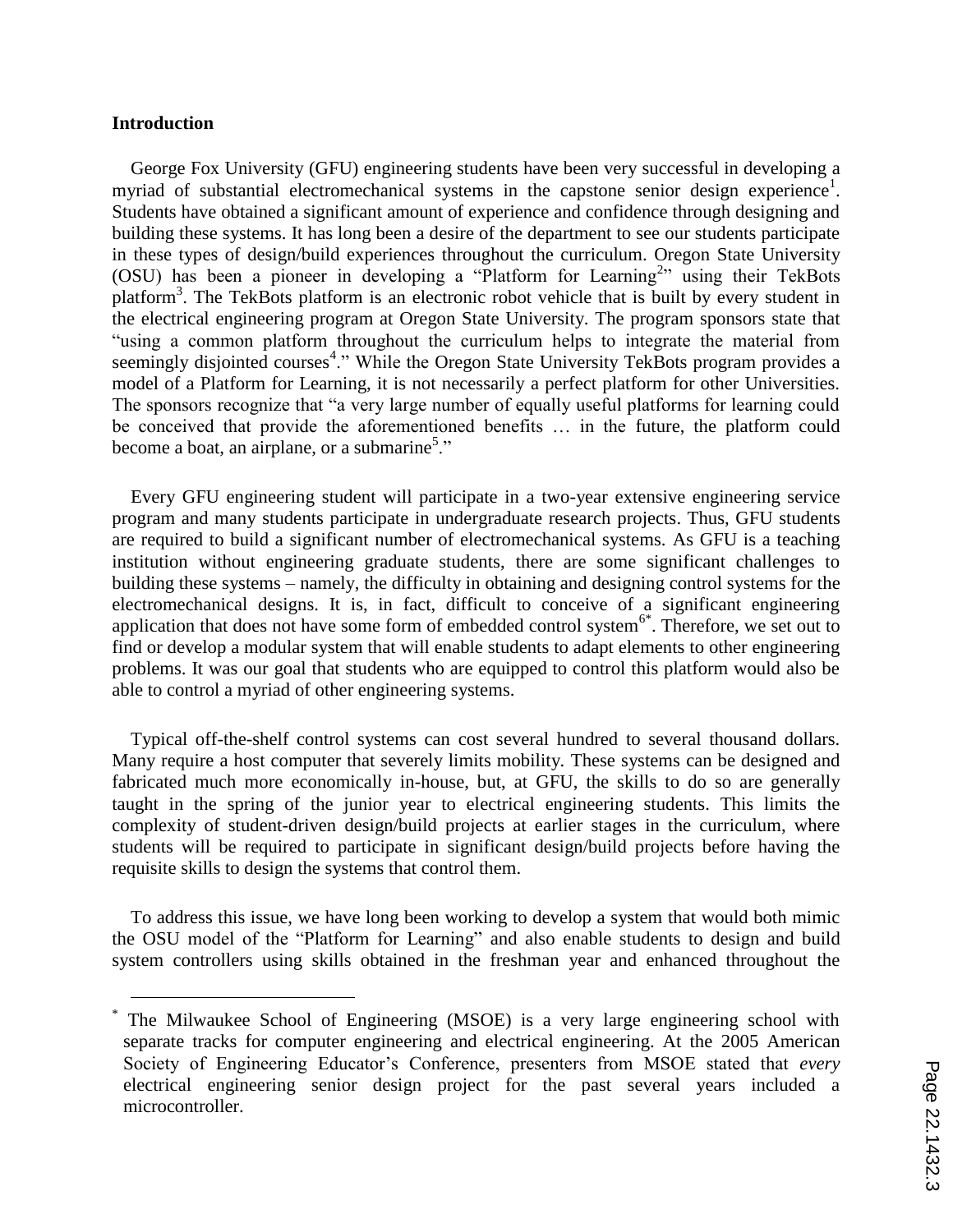## Introduction

George Fox University (GFU) engineering students have been very successful in developing a myriad of substantial electromechanical systems in the capstone senior design experience[1]. Students have obtained a significant amount of experience and confidence through designing and building these systems. It has long been a desire of the department to see our students participate in these types of design/build experiences throughout the curriculum. Oregon State University (OSU) has been a pioneer in developing a "Platform for Learning[2]" using their TekBots platform[3]. The TekBots platform is an electronic robot vehicle that is built by every student in the electrical engineering program at Oregon State University. The program sponsors state that "using a common platform throughout the curriculum helps to integrate the material from seemingly disjointed courses[4]." While the Oregon State University TekBots program provides a model of a Platform for Learning, it is not necessarily a perfect platform for other Universities. The sponsors recognize that "a very large number of equally useful platforms for learning could be conceived that provide the aforementioned benefits … in the future, the platform could become a boat, an airplane, or a submarine[5]."

Every GFU engineering student will participate in a two-year extensive engineering service program and many students participate in undergraduate research projects. Thus, GFU students are required to build a significant number of electromechanical systems. As GFU is a teaching institution without engineering graduate students, there are some significant challenges to building these systems – namely, the difficulty in obtaining and designing control systems for the electromechanical designs. It is, in fact, difficult to conceive of a significant engineering application that does not have some form of embedded control system[6*]. Therefore, we set out to find or develop a modular system that will enable students to adapt elements to other engineering problems. It was our goal that students who are equipped to control this platform would also be able to control a myriad of other engineering systems.

Typical off-the-shelf control systems can cost several hundred to several thousand dollars. Many require a host computer that severely limits mobility. These systems can be designed and fabricated much more economically in-house, but, at GFU, the skills to do so are generally taught in the spring of the junior year to electrical engineering students. This limits the complexity of student-driven design/build projects at earlier stages in the curriculum, where students will be required to participate in significant design/build projects before having the requisite skills to design the systems that control them.

To address this issue, we have long been working to develop a system that would both mimic the OSU model of the "Platform for Learning" and also enable students to design and build system controllers using skills obtained in the freshman year and enhanced throughout the

---

[*] The Milwaukee School of Engineering (MSOE) is a very large engineering school with separate tracks for computer engineering and electrical engineering. At the 2005 American Society of Engineering Educator's Conference, presenters from MSOE stated that *every* electrical engineering senior design project for the past several years included a microcontroller.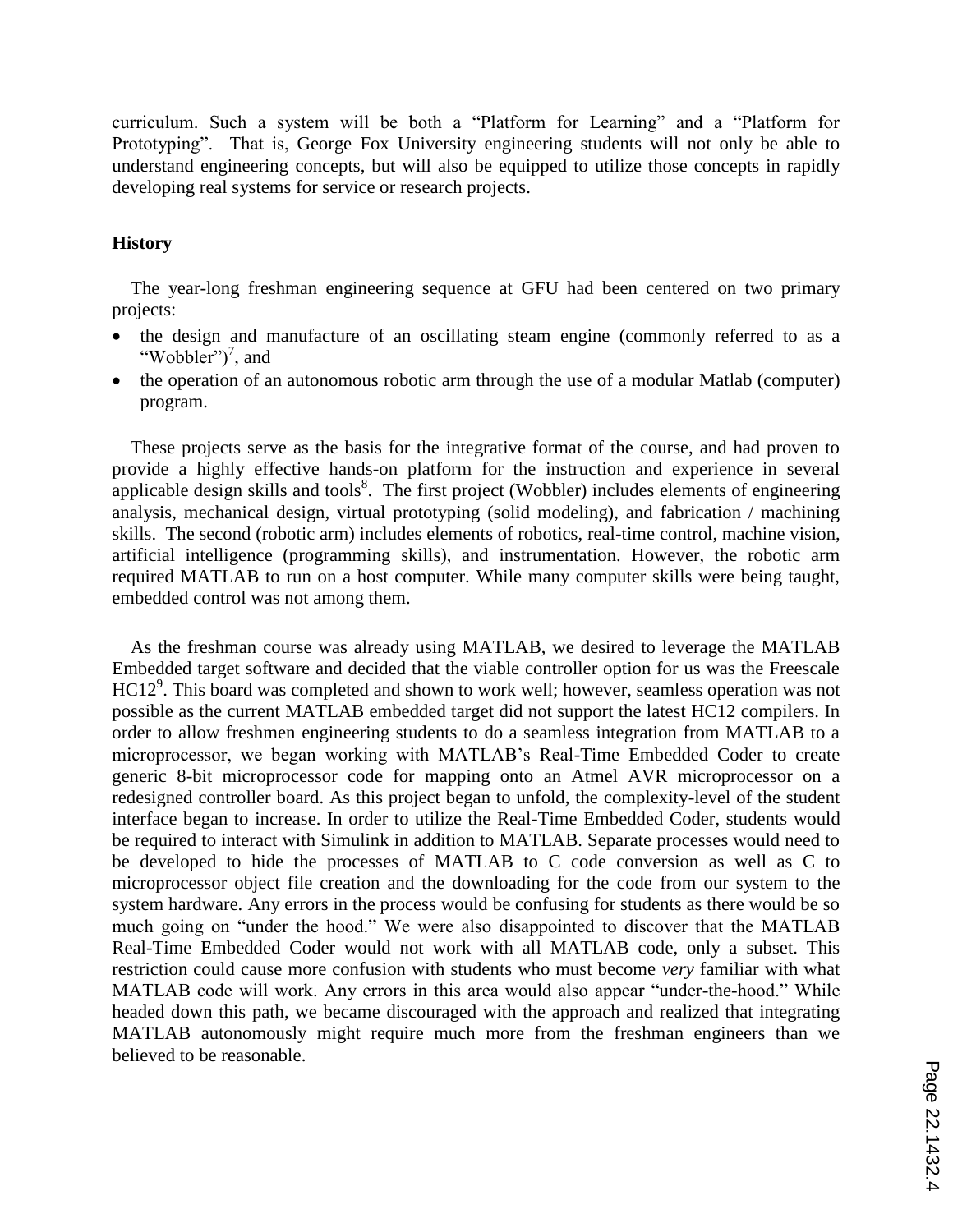curriculum. Such a system will be both a "Platform for Learning" and a "Platform for Prototyping". That is, George Fox University engineering students will not only be able to understand engineering concepts, but will also be equipped to utilize those concepts in rapidly developing real systems for service or research projects.

**History**

The year-long freshman engineering sequence at GFU had been centered on two primary projects:

- the design and manufacture of an oscillating steam engine (commonly referred to as a "Wobbler")[7], and
- the operation of an autonomous robotic arm through the use of a modular Matlab (computer) program.

These projects serve as the basis for the integrative format of the course, and had proven to provide a highly effective hands-on platform for the instruction and experience in several applicable design skills and tools[8]. The first project (Wobbler) includes elements of engineering analysis, mechanical design, virtual prototyping (solid modeling), and fabrication / machining skills. The second (robotic arm) includes elements of robotics, real-time control, machine vision, artificial intelligence (programming skills), and instrumentation. However, the robotic arm required MATLAB to run on a host computer. While many computer skills were being taught, embedded control was not among them.

As the freshman course was already using MATLAB, we desired to leverage the MATLAB Embedded target software and decided that the viable controller option for us was the Freescale HC12[9]. This board was completed and shown to work well; however, seamless operation was not possible as the current MATLAB embedded target did not support the latest HC12 compilers. In order to allow freshmen engineering students to do a seamless integration from MATLAB to a microprocessor, we began working with MATLAB's Real-Time Embedded Coder to create generic 8-bit microprocessor code for mapping onto an Atmel AVR microprocessor on a redesigned controller board. As this project began to unfold, the complexity-level of the student interface began to increase. In order to utilize the Real-Time Embedded Coder, students would be required to interact with Simulink in addition to MATLAB. Separate processes would need to be developed to hide the processes of MATLAB to C code conversion as well as C to microprocessor object file creation and the downloading for the code from our system to the system hardware. Any errors in the process would be confusing for students as there would be so much going on "under the hood." We were also disappointed to discover that the MATLAB Real-Time Embedded Coder would not work with all MATLAB code, only a subset. This restriction could cause more confusion with students who must become *very* familiar with what MATLAB code will work. Any errors in this area would also appear "under-the-hood." While headed down this path, we became discouraged with the approach and realized that integrating MATLAB autonomously might require much more from the freshman engineers than we believed to be reasonable.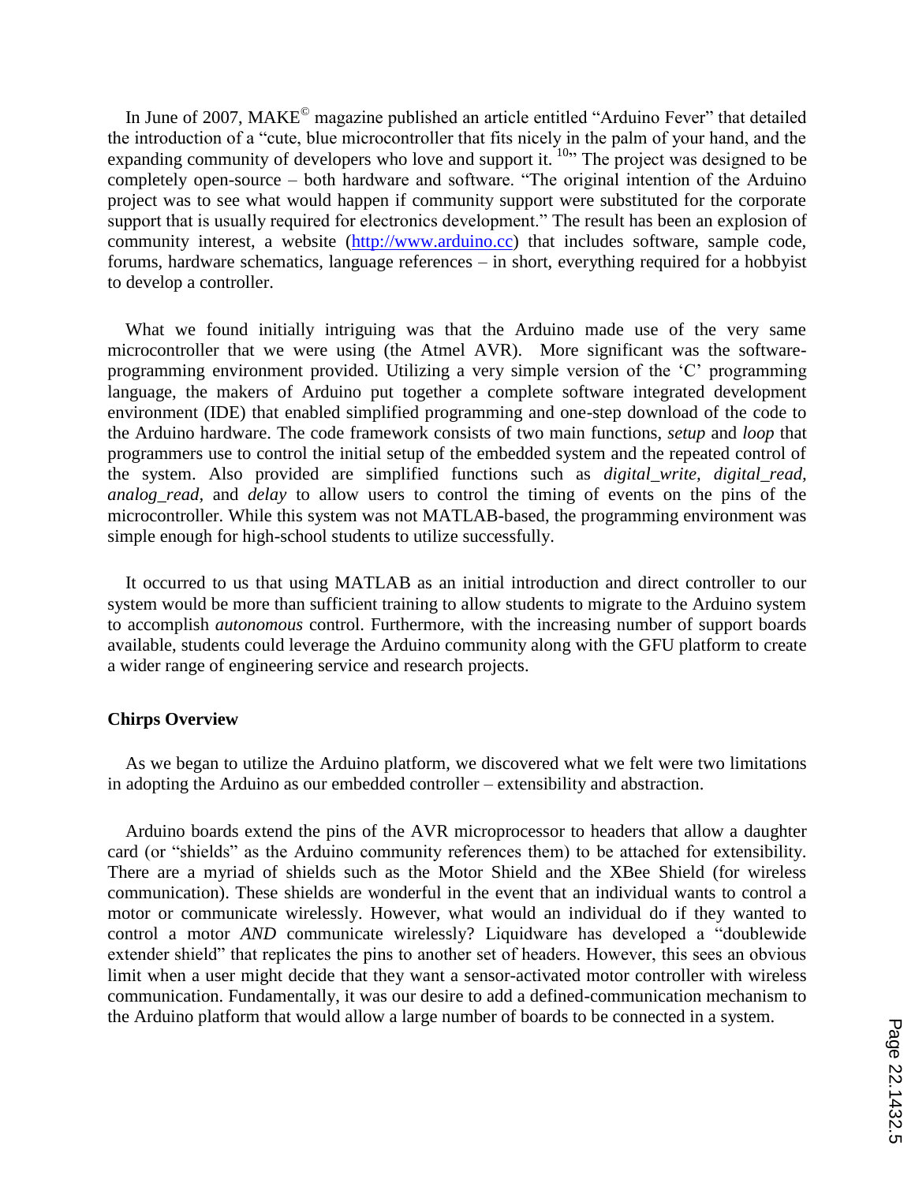In June of 2007, MAKE© magazine published an article entitled "Arduino Fever" that detailed the introduction of a "cute, blue microcontroller that fits nicely in the palm of your hand, and the expanding community of developers who love and support it.[10]" The project was designed to be completely open-source – both hardware and software. "The original intention of the Arduino project was to see what would happen if community support were substituted for the corporate support that is usually required for electronics development." The result has been an explosion of community interest, a website (http://www.arduino.cc) that includes software, sample code, forums, hardware schematics, language references – in short, everything required for a hobbyist to develop a controller.

What we found initially intriguing was that the Arduino made use of the very same microcontroller that we were using (the Atmel AVR). More significant was the software-programming environment provided. Utilizing a very simple version of the 'C' programming language, the makers of Arduino put together a complete software integrated development environment (IDE) that enabled simplified programming and one-step download of the code to the Arduino hardware. The code framework consists of two main functions, *setup* and *loop* that programmers use to control the initial setup of the embedded system and the repeated control of the system. Also provided are simplified functions such as *digital_write, digital_read, analog_read,* and *delay* to allow users to control the timing of events on the pins of the microcontroller. While this system was not MATLAB-based, the programming environment was simple enough for high-school students to utilize successfully.

It occurred to us that using MATLAB as an initial introduction and direct controller to our system would be more than sufficient training to allow students to migrate to the Arduino system to accomplish *autonomous* control. Furthermore, with the increasing number of support boards available, students could leverage the Arduino community along with the GFU platform to create a wider range of engineering service and research projects.

**Chirps Overview**

As we began to utilize the Arduino platform, we discovered what we felt were two limitations in adopting the Arduino as our embedded controller – extensibility and abstraction.

Arduino boards extend the pins of the AVR microprocessor to headers that allow a daughter card (or "shields" as the Arduino community references them) to be attached for extensibility. There are a myriad of shields such as the Motor Shield and the XBee Shield (for wireless communication). These shields are wonderful in the event that an individual wants to control a motor or communicate wirelessly. However, what would an individual do if they wanted to control a motor *AND* communicate wirelessly? Liquidware has developed a "doublewide extender shield" that replicates the pins to another set of headers. However, this sees an obvious limit when a user might decide that they want a sensor-activated motor controller with wireless communication. Fundamentally, it was our desire to add a defined-communication mechanism to the Arduino platform that would allow a large number of boards to be connected in a system.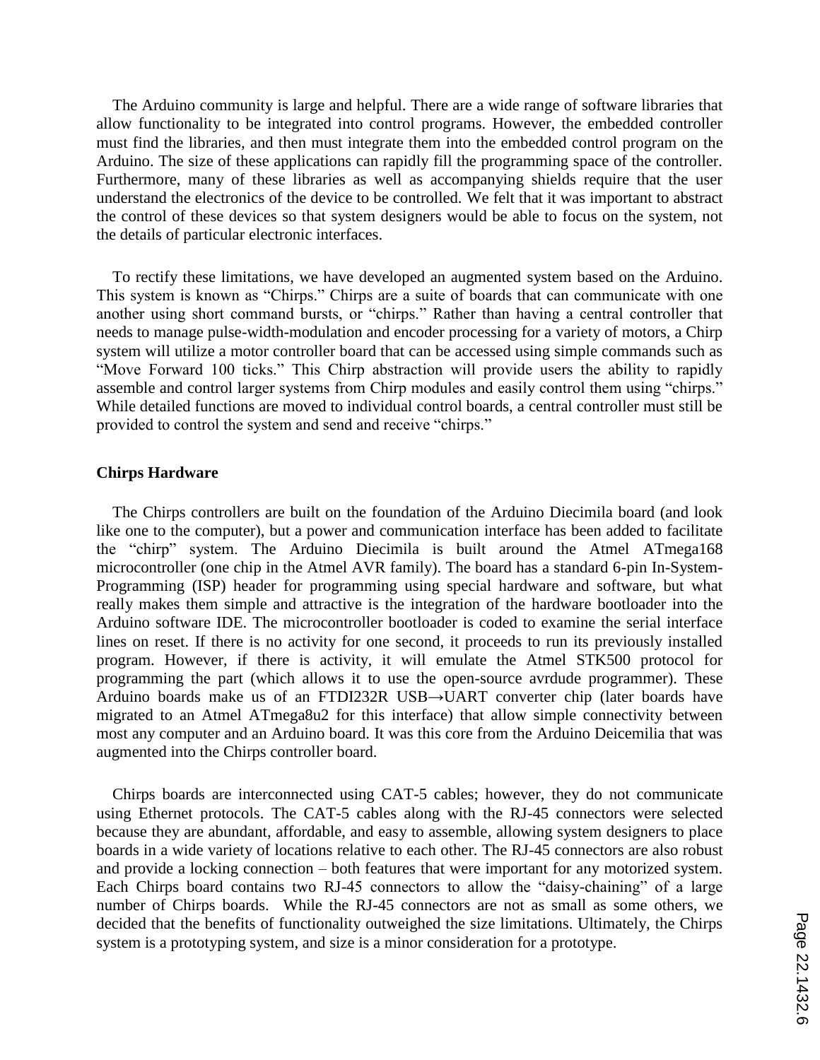The Arduino community is large and helpful. There are a wide range of software libraries that allow functionality to be integrated into control programs. However, the embedded controller must find the libraries, and then must integrate them into the embedded control program on the Arduino. The size of these applications can rapidly fill the programming space of the controller. Furthermore, many of these libraries as well as accompanying shields require that the user understand the electronics of the device to be controlled. We felt that it was important to abstract the control of these devices so that system designers would be able to focus on the system, not the details of particular electronic interfaces.

To rectify these limitations, we have developed an augmented system based on the Arduino. This system is known as "Chirps." Chirps are a suite of boards that can communicate with one another using short command bursts, or "chirps." Rather than having a central controller that needs to manage pulse-width-modulation and encoder processing for a variety of motors, a Chirp system will utilize a motor controller board that can be accessed using simple commands such as "Move Forward 100 ticks." This Chirp abstraction will provide users the ability to rapidly assemble and control larger systems from Chirp modules and easily control them using "chirps." While detailed functions are moved to individual control boards, a central controller must still be provided to control the system and send and receive "chirps."

**Chirps Hardware**

The Chirps controllers are built on the foundation of the Arduino Diecimila board (and look like one to the computer), but a power and communication interface has been added to facilitate the "chirp" system. The Arduino Diecimila is built around the Atmel ATmega168 microcontroller (one chip in the Atmel AVR family). The board has a standard 6-pin In-System-Programming (ISP) header for programming using special hardware and software, but what really makes them simple and attractive is the integration of the hardware bootloader into the Arduino software IDE. The microcontroller bootloader is coded to examine the serial interface lines on reset. If there is no activity for one second, it proceeds to run its previously installed program. However, if there is activity, it will emulate the Atmel STK500 protocol for programming the part (which allows it to use the open-source avrdude programmer). These Arduino boards make us of an FTDI232R USB→UART converter chip (later boards have migrated to an Atmel ATmega8u2 for this interface) that allow simple connectivity between most any computer and an Arduino board. It was this core from the Arduino Deicemilia that was augmented into the Chirps controller board.

Chirps boards are interconnected using CAT-5 cables; however, they do not communicate using Ethernet protocols. The CAT-5 cables along with the RJ-45 connectors were selected because they are abundant, affordable, and easy to assemble, allowing system designers to place boards in a wide variety of locations relative to each other. The RJ-45 connectors are also robust and provide a locking connection – both features that were important for any motorized system. Each Chirps board contains two RJ-45 connectors to allow the "daisy-chaining" of a large number of Chirps boards. While the RJ-45 connectors are not as small as some others, we decided that the benefits of functionality outweighed the size limitations. Ultimately, the Chirps system is a prototyping system, and size is a minor consideration for a prototype.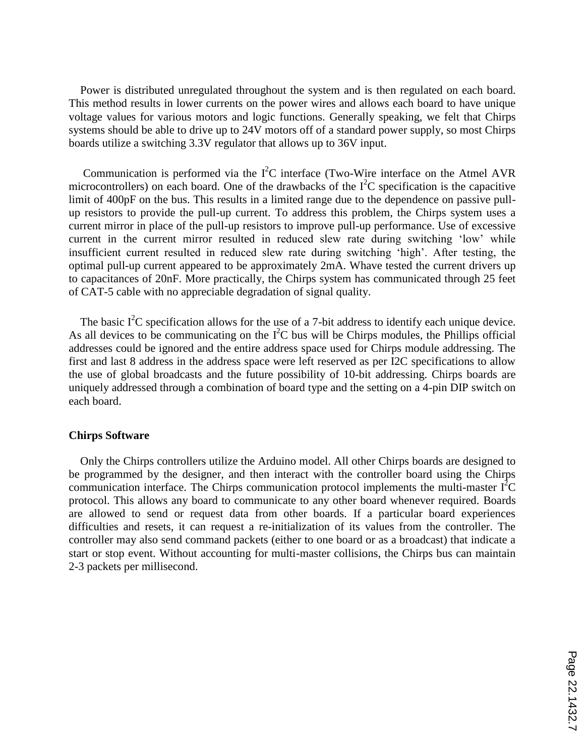Power is distributed unregulated throughout the system and is then regulated on each board. This method results in lower currents on the power wires and allows each board to have unique voltage values for various motors and logic functions. Generally speaking, we felt that Chirps systems should be able to drive up to 24V motors off of a standard power supply, so most Chirps boards utilize a switching 3.3V regulator that allows up to 36V input.

Communication is performed via the $I^2C$ interface (Two-Wire interface on the Atmel AVR microcontrollers) on each board. One of the drawbacks of the $I^2C$ specification is the capacitive limit of 400pF on the bus. This results in a limited range due to the dependence on passive pull-up resistors to provide the pull-up current. To address this problem, the Chirps system uses a current mirror in place of the pull-up resistors to improve pull-up performance. Use of excessive current in the current mirror resulted in reduced slew rate during switching 'low' while insufficient current resulted in reduced slew rate during switching 'high'. After testing, the optimal pull-up current appeared to be approximately 2mA. Whave tested the current drivers up to capacitances of 20nF. More practically, the Chirps system has communicated through 25 feet of CAT-5 cable with no appreciable degradation of signal quality.

The basic $I^2C$ specification allows for the use of a 7-bit address to identify each unique device. As all devices to be communicating on the $I^2C$ bus will be Chirps modules, the Phillips official addresses could be ignored and the entire address space used for Chirps module addressing. The first and last 8 address in the address space were left reserved as per I2C specifications to allow the use of global broadcasts and the future possibility of 10-bit addressing. Chirps boards are uniquely addressed through a combination of board type and the setting on a 4-pin DIP switch on each board.

**Chirps Software**

Only the Chirps controllers utilize the Arduino model. All other Chirps boards are designed to be programmed by the designer, and then interact with the controller board using the Chirps communication interface. The Chirps communication protocol implements the multi-master $I^2C$ protocol. This allows any board to communicate to any other board whenever required. Boards are allowed to send or request data from other boards. If a particular board experiences difficulties and resets, it can request a re-initialization of its values from the controller. The controller may also send command packets (either to one board or as a broadcast) that indicate a start or stop event. Without accounting for multi-master collisions, the Chirps bus can maintain 2-3 packets per millisecond.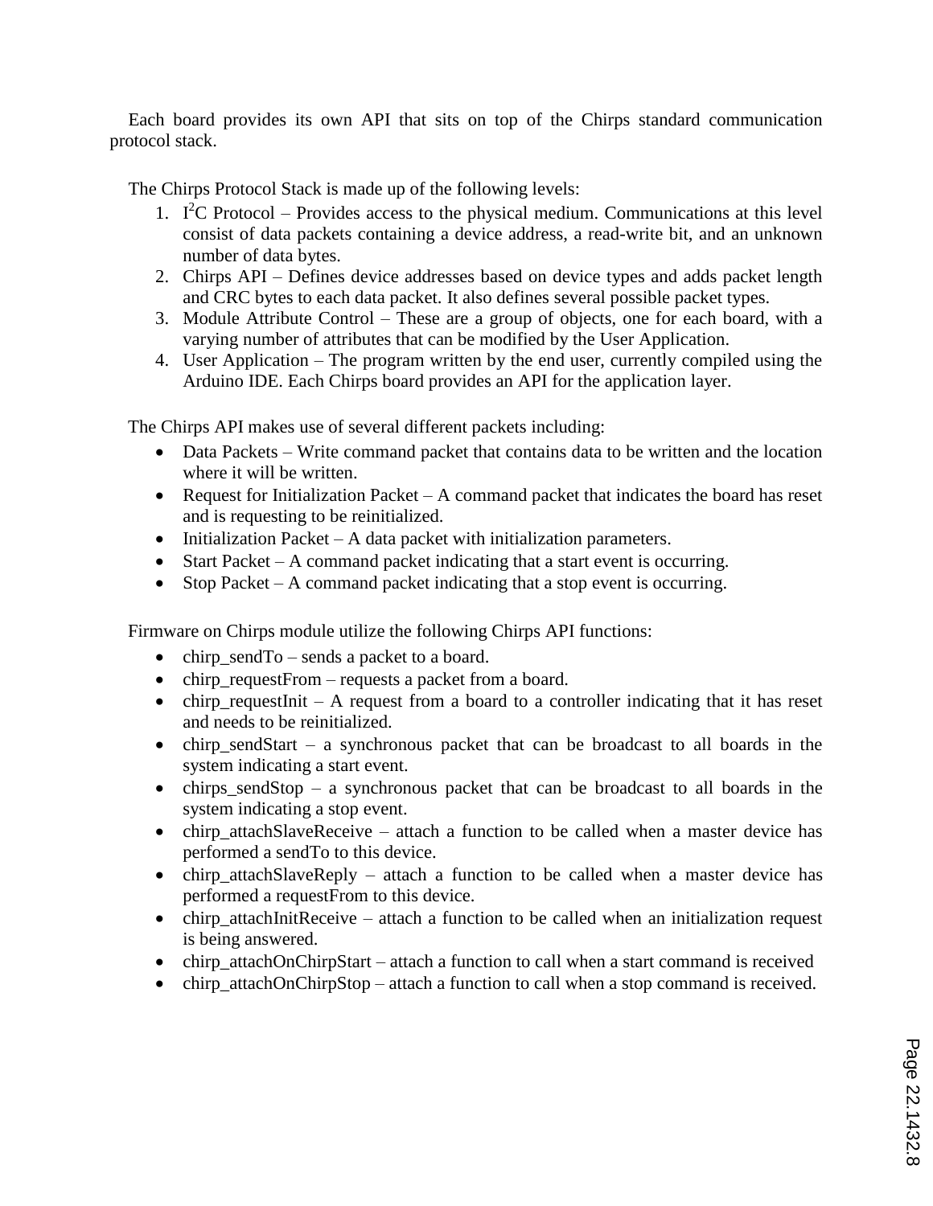Each board provides its own API that sits on top of the Chirps standard communication protocol stack.

The Chirps Protocol Stack is made up of the following levels:

1. $I^2C$ Protocol – Provides access to the physical medium. Communications at this level consist of data packets containing a device address, a read-write bit, and an unknown number of data bytes.
2. Chirps API – Defines device addresses based on device types and adds packet length and CRC bytes to each data packet. It also defines several possible packet types.
3. Module Attribute Control – These are a group of objects, one for each board, with a varying number of attributes that can be modified by the User Application.
4. User Application – The program written by the end user, currently compiled using the Arduino IDE. Each Chirps board provides an API for the application layer.

The Chirps API makes use of several different packets including:

- Data Packets – Write command packet that contains data to be written and the location where it will be written.
- Request for Initialization Packet – A command packet that indicates the board has reset and is requesting to be reinitialized.
- Initialization Packet – A data packet with initialization parameters.
- Start Packet – A command packet indicating that a start event is occurring.
- Stop Packet – A command packet indicating that a stop event is occurring.

Firmware on Chirps module utilize the following Chirps API functions:

- chirp_sendTo – sends a packet to a board.
- chirp_requestFrom – requests a packet from a board.
- chirp_requestInit – A request from a board to a controller indicating that it has reset and needs to be reinitialized.
- chirp_sendStart – a synchronous packet that can be broadcast to all boards in the system indicating a start event.
- chirps_sendStop – a synchronous packet that can be broadcast to all boards in the system indicating a stop event.
- chirp_attachSlaveReceive – attach a function to be called when a master device has performed a sendTo to this device.
- chirp_attachSlaveReply – attach a function to be called when a master device has performed a requestFrom to this device.
- chirp_attachInitReceive – attach a function to be called when an initialization request is being answered.
- chirp_attachOnChirpStart – attach a function to call when a start command is received
- chirp_attachOnChirpStop – attach a function to call when a stop command is received.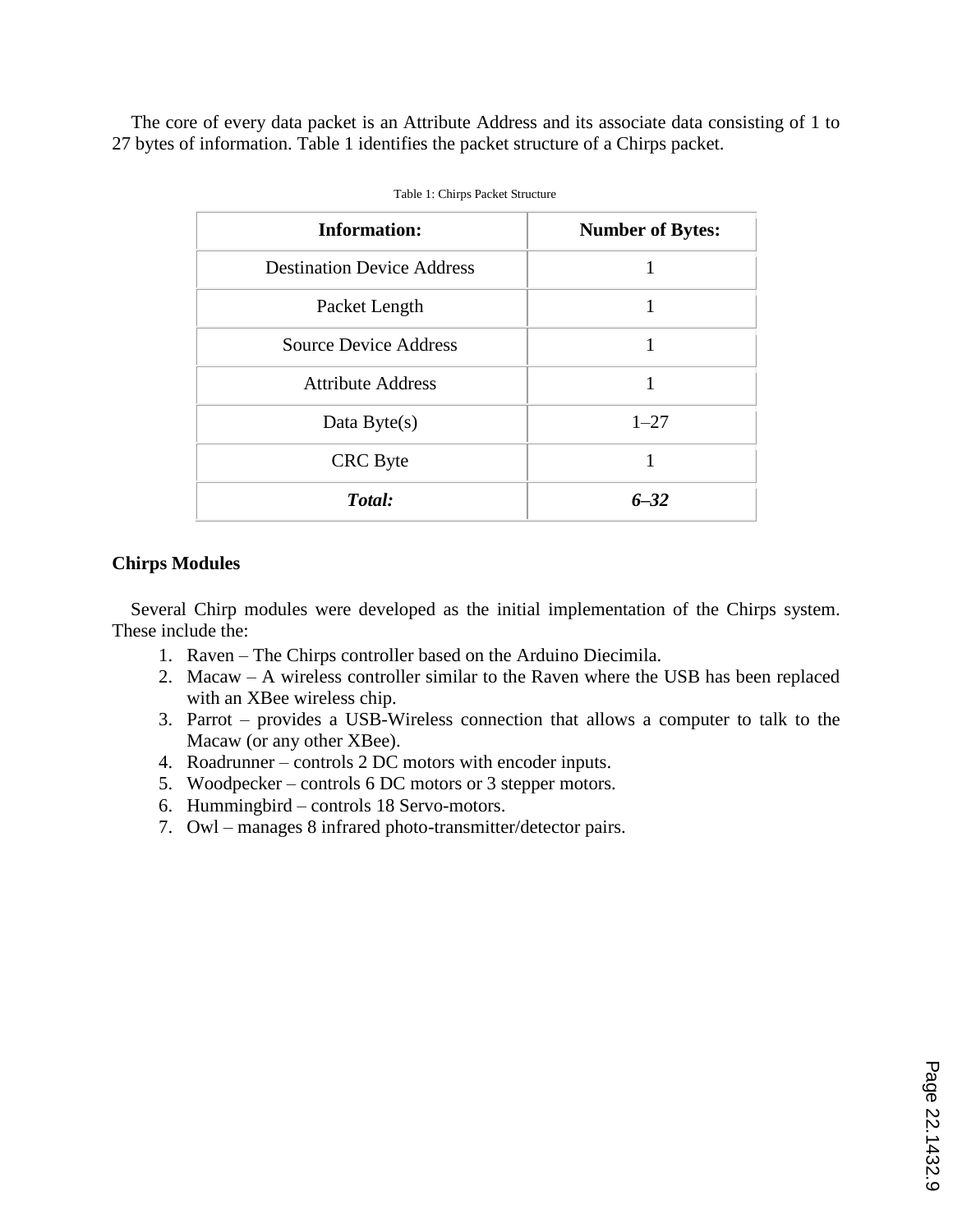The core of every data packet is an Attribute Address and its associate data consisting of 1 to 27 bytes of information. Table 1 identifies the packet structure of a Chirps packet.

Table 1: Chirps Packet Structure

| Information: | Number of Bytes: |
| --- | --- |
| Destination Device Address | 1 |
| Packet Length | 1 |
| Source Device Address | 1 |
| Attribute Address | 1 |
| Data Byte(s) | 1–27 |
| CRC Byte | 1 |
| ***Total:*** | ***6–32*** |

**Chirps Modules**

Several Chirp modules were developed as the initial implementation of the Chirps system. These include the:

1. Raven – The Chirps controller based on the Arduino Diecimila.
2. Macaw – A wireless controller similar to the Raven where the USB has been replaced with an XBee wireless chip.
3. Parrot – provides a USB-Wireless connection that allows a computer to talk to the Macaw (or any other XBee).
4. Roadrunner – controls 2 DC motors with encoder inputs.
5. Woodpecker – controls 6 DC motors or 3 stepper motors.
6. Hummingbird – controls 18 Servo-motors.
7. Owl – manages 8 infrared photo-transmitter/detector pairs.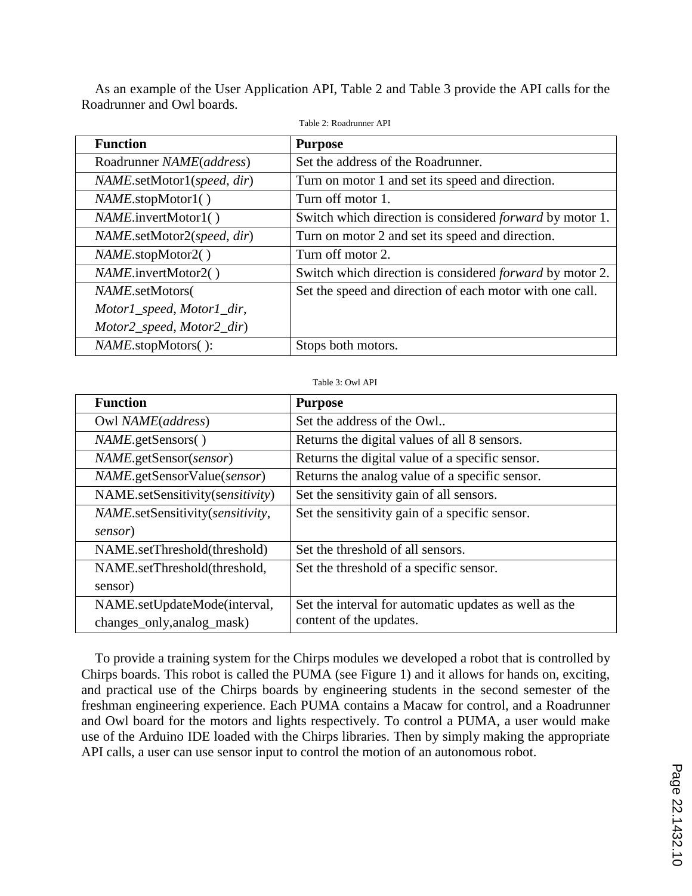As an example of the User Application API, Table 2 and Table 3 provide the API calls for the Roadrunner and Owl boards.

Table 2: Roadrunner API

| **Function** | **Purpose** |
| --- | --- |
| Roadrunner *NAME*(*address*) | Set the address of the Roadrunner. |
| *NAME*.setMotor1(*speed*, *dir*) | Turn on motor 1 and set its speed and direction. |
| *NAME*.stopMotor1( ) | Turn off motor 1. |
| *NAME*.invertMotor1( ) | Switch which direction is considered *forward* by motor 1. |
| *NAME*.setMotor2(*speed*, *dir*) | Turn on motor 2 and set its speed and direction. |
| *NAME*.stopMotor2( ) | Turn off motor 2. |
| *NAME*.invertMotor2( ) | Switch which direction is considered *forward* by motor 2. |
| *NAME*.setMotors( *Motor1_speed*, *Motor1_dir*, *Motor2_speed*, *Motor2_dir*) | Set the speed and direction of each motor with one call. |
| *NAME*.stopMotors( ): | Stops both motors. |

Table 3: Owl API

| **Function** | **Purpose** |
| --- | --- |
| Owl *NAME*(*address*) | Set the address of the Owl.. |
| *NAME*.getSensors( ) | Returns the digital values of all 8 sensors. |
| *NAME*.getSensor(*sensor*) | Returns the digital value of a specific sensor. |
| *NAME*.getSensorValue(*sensor*) | Returns the analog value of a specific sensor. |
| NAME.setSensitivity(se*nsitivity*) | Set the sensitivity gain of all sensors. |
| *NAME*.setSensitivity(*sensitivity*, *sensor*) | Set the sensitivity gain of a specific sensor. |
| NAME.setThreshold(threshold) | Set the threshold of all sensors. |
| NAME.setThreshold(threshold, sensor) | Set the threshold of a specific sensor. |
| NAME.setUpdateMode(interval, changes_only,analog_mask) | Set the interval for automatic updates as well as the content of the updates. |

To provide a training system for the Chirps modules we developed a robot that is controlled by Chirps boards. This robot is called the PUMA (see Figure 1) and it allows for hands on, exciting, and practical use of the Chirps boards by engineering students in the second semester of the freshman engineering experience. Each PUMA contains a Macaw for control, and a Roadrunner and Owl board for the motors and lights respectively. To control a PUMA, a user would make use of the Arduino IDE loaded with the Chirps libraries. Then by simply making the appropriate API calls, a user can use sensor input to control the motion of an autonomous robot.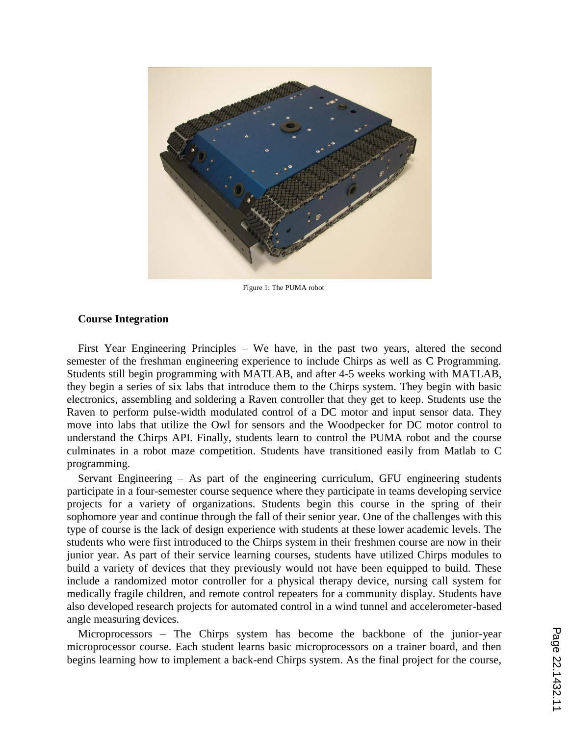Figure 1: The PUMA robot

**Course Integration**

First Year Engineering Principles – We have, in the past two years, altered the second semester of the freshman engineering experience to include Chirps as well as C Programming. Students still begin programming with MATLAB, and after 4-5 weeks working with MATLAB, they begin a series of six labs that introduce them to the Chirps system. They begin with basic electronics, assembling and soldering a Raven controller that they get to keep. Students use the Raven to perform pulse-width modulated control of a DC motor and input sensor data. They move into labs that utilize the Owl for sensors and the Woodpecker for DC motor control to understand the Chirps API. Finally, students learn to control the PUMA robot and the course culminates in a robot maze competition. Students have transitioned easily from Matlab to C programming.

Servant Engineering – As part of the engineering curriculum, GFU engineering students participate in a four-semester course sequence where they participate in teams developing service projects for a variety of organizations. Students begin this course in the spring of their sophomore year and continue through the fall of their senior year. One of the challenges with this type of course is the lack of design experience with students at these lower academic levels. The students who were first introduced to the Chirps system in their freshmen course are now in their junior year. As part of their service learning courses, students have utilized Chirps modules to build a variety of devices that they previously would not have been equipped to build. These include a randomized motor controller for a physical therapy device, nursing call system for medically fragile children, and remote control repeaters for a community display. Students have also developed research projects for automated control in a wind tunnel and accelerometer-based angle measuring devices.

Microprocessors – The Chirps system has become the backbone of the junior-year microprocessor course. Each student learns basic microprocessors on a trainer board, and then begins learning how to implement a back-end Chirps system. As the final project for the course,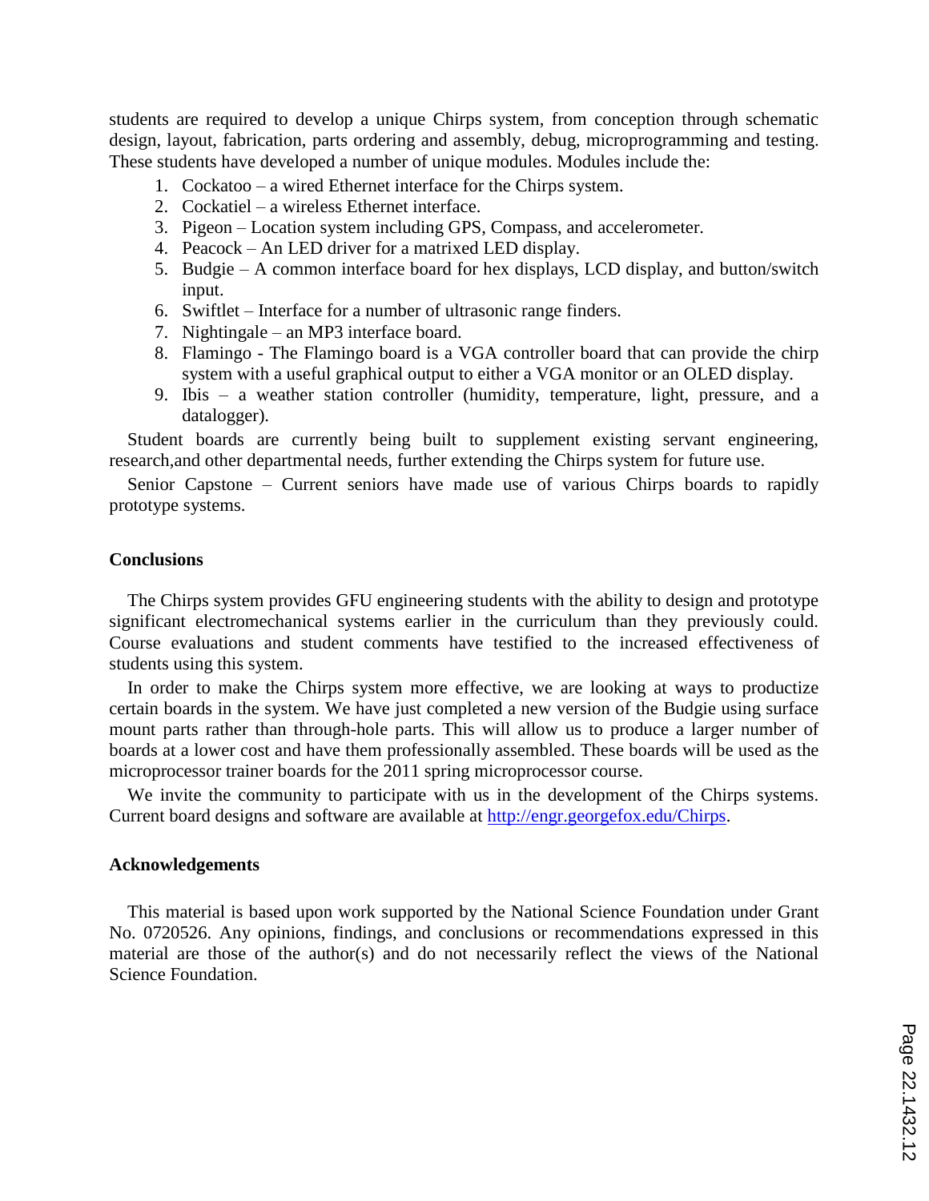students are required to develop a unique Chirps system, from conception through schematic design, layout, fabrication, parts ordering and assembly, debug, microprogramming and testing. These students have developed a number of unique modules. Modules include the:

1. Cockatoo – a wired Ethernet interface for the Chirps system.
2. Cockatiel – a wireless Ethernet interface.
3. Pigeon – Location system including GPS, Compass, and accelerometer.
4. Peacock – An LED driver for a matrixed LED display.
5. Budgie – A common interface board for hex displays, LCD display, and button/switch input.
6. Swiftlet – Interface for a number of ultrasonic range finders.
7. Nightingale – an MP3 interface board.
8. Flamingo - The Flamingo board is a VGA controller board that can provide the chirp system with a useful graphical output to either a VGA monitor or an OLED display.
9. Ibis – a weather station controller (humidity, temperature, light, pressure, and a datalogger).

Student boards are currently being built to supplement existing servant engineering, research,and other departmental needs, further extending the Chirps system for future use.

Senior Capstone – Current seniors have made use of various Chirps boards to rapidly prototype systems.

## Conclusions

The Chirps system provides GFU engineering students with the ability to design and prototype significant electromechanical systems earlier in the curriculum than they previously could. Course evaluations and student comments have testified to the increased effectiveness of students using this system.

In order to make the Chirps system more effective, we are looking at ways to productize certain boards in the system. We have just completed a new version of the Budgie using surface mount parts rather than through-hole parts. This will allow us to produce a larger number of boards at a lower cost and have them professionally assembled. These boards will be used as the microprocessor trainer boards for the 2011 spring microprocessor course.

We invite the community to participate with us in the development of the Chirps systems. Current board designs and software are available at http://engr.georgefox.edu/Chirps.

## Acknowledgements

This material is based upon work supported by the National Science Foundation under Grant No. 0720526. Any opinions, findings, and conclusions or recommendations expressed in this material are those of the author(s) and do not necessarily reflect the views of the National Science Foundation.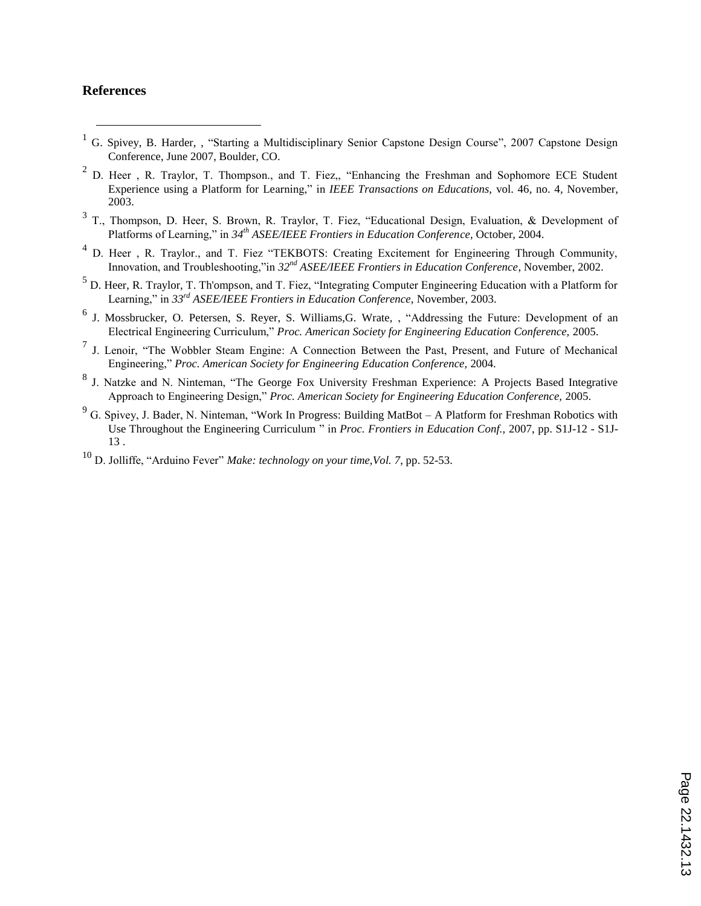**References**

[1] G. Spivey, B. Harder, , "Starting a Multidisciplinary Senior Capstone Design Course", 2007 Capstone Design Conference, June 2007, Boulder, CO.

[2] D. Heer , R. Traylor, T. Thompson., and T. Fiez,, "Enhancing the Freshman and Sophomore ECE Student Experience using a Platform for Learning," in *IEEE Transactions on Educations*, vol. 46, no. 4, November, 2003.

[3] T., Thompson, D. Heer, S. Brown, R. Traylor, T. Fiez, "Educational Design, Evaluation, & Development of Platforms of Learning," in *34th ASEE/IEEE Frontiers in Education Conference*, October, 2004.

[4] D. Heer , R. Traylor., and T. Fiez "TEKBOTS: Creating Excitement for Engineering Through Community, Innovation, and Troubleshooting,"in *32nd ASEE/IEEE Frontiers in Education Conference*, November, 2002.

[5] D. Heer, R. Traylor, T. Th'ompson, and T. Fiez, "Integrating Computer Engineering Education with a Platform for Learning," in *33rd ASEE/IEEE Frontiers in Education Conference,* November, 2003.

[6] J. Mossbrucker, O. Petersen, S. Reyer, S. Williams,G. Wrate, , "Addressing the Future: Development of an Electrical Engineering Curriculum," *Proc. American Society for Engineering Education Conference,* 2005.

[7] J. Lenoir, "The Wobbler Steam Engine: A Connection Between the Past, Present, and Future of Mechanical Engineering," *Proc. American Society for Engineering Education Conference,* 2004.

[8] J. Natzke and N. Ninteman, "The George Fox University Freshman Experience: A Projects Based Integrative Approach to Engineering Design," *Proc. American Society for Engineering Education Conference,* 2005.

[9] G. Spivey, J. Bader, N. Ninteman, "Work In Progress: Building MatBot – A Platform for Freshman Robotics with Use Throughout the Engineering Curriculum " in *Proc. Frontiers in Education Conf.,* 2007, pp. S1J-12 - S1J-13 .

[10] D. Jolliffe, "Arduino Fever" *Make: technology on your time,Vol. 7,* pp. 52-53.